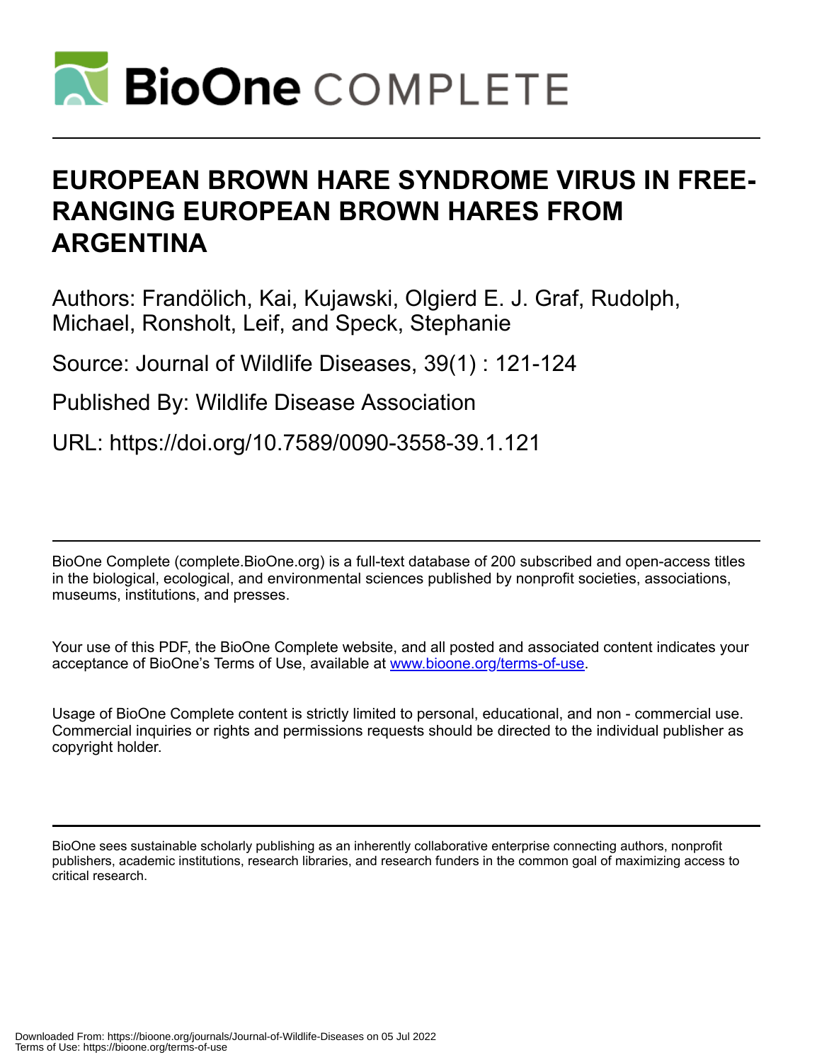# EUROPEAN BROWN HARE SYNDROME VIRUS IN FREE-RANGING EUROPEAN BROWN HARES FROM ARGENTINA

Authors: Frandölich, Kai, Kujawski, Olgierd E. J. Graf, Rudolph, Michael, Ronsholt, Leif, and Speck, Stephanie

Source: Journal of Wildlife Diseases, 39(1) : 121-124

Published By: Wildlife Disease Association

URL: https://doi.org/10.7589/0090-3558-39.1.121

BioOne Complete (complete.BioOne.org) is a full-text database of 200 subscribed and open-access titles in the biological, ecological, and environmental sciences published by nonprofit societies, associations, museums, institutions, and presses.

Your use of this PDF, the BioOne Complete website, and all posted and associated content indicates your acceptance of BioOne's Terms of Use, available at www.bioone.org/terms-of-use.

Usage of BioOne Complete content is strictly limited to personal, educational, and non - commercial use. Commercial inquiries or rights and permissions requests should be directed to the individual publisher as copyright holder.

BioOne sees sustainable scholarly publishing as an inherently collaborative enterprise connecting authors, nonprofit publishers, academic institutions, research libraries, and research funders in the common goal of maximizing access to critical research.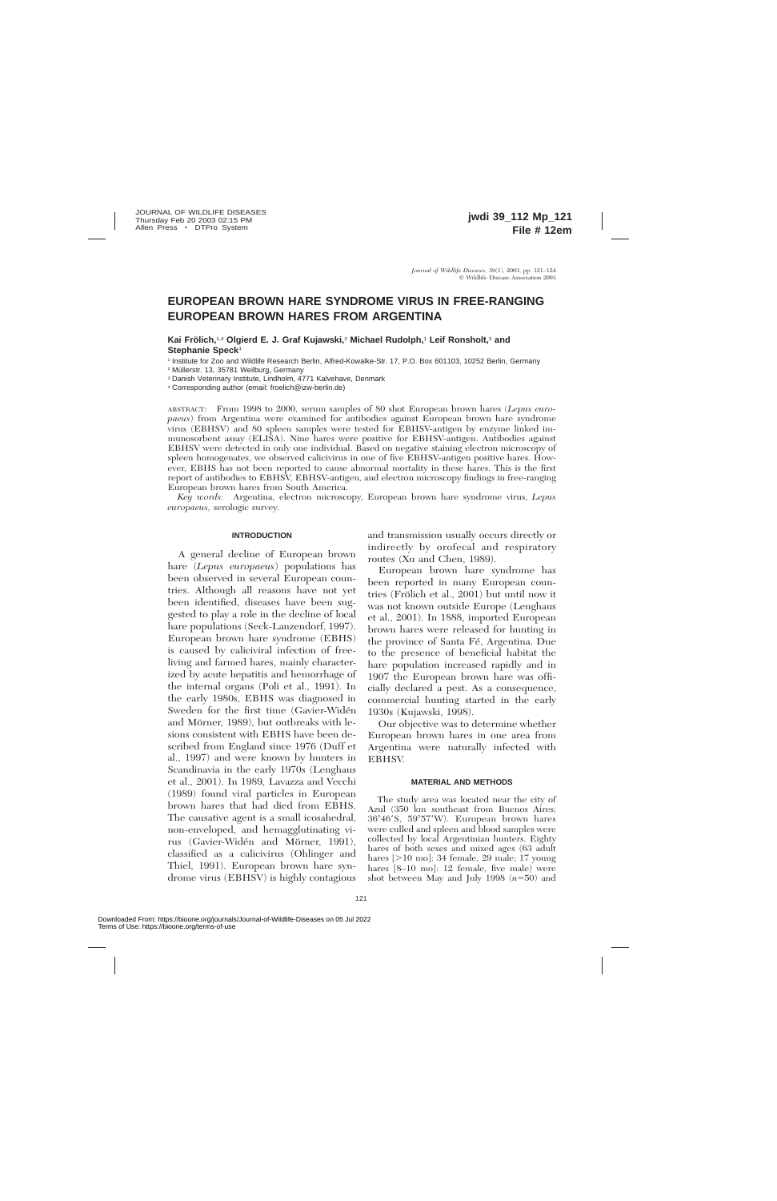# EUROPEAN BROWN HARE SYNDROME VIRUS IN FREE-RANGING EUROPEAN BROWN HARES FROM ARGENTINA

**Kai Frölich,[1,4] Olgierd E. J. Graf Kujawski,[2] Michael Rudolph,[1] Leif Ronsholt,[3] and Stephanie Speck[1]**

[1] Institute for Zoo and Wildlife Research Berlin, Alfred-Kowalke-Str. 17, P.O. Box 601103, 10252 Berlin, Germany
[2] Müllerstr. 13, 35781 Weilburg, Germany
[3] Danish Veterinary Institute, Lindholm, 4771 Kalvehave, Denmark
[4] Corresponding author (email: froelich@izw-berlin.de)

ABSTRACT: From 1998 to 2000, serum samples of 80 shot European brown hares (*Lepus europaeus*) from Argentina were examined for antibodies against European brown hare syndrome virus (EBHSV) and 80 spleen samples were tested for EBHSV-antigen by enzyme linked immunosorbent assay (ELISA). Nine hares were positive for EBHSV-antigen. Antibodies against EBHSV were detected in only one individual. Based on negative staining electron microscopy of spleen homogenates, we observed calicivirus in one of five EBHSV-antigen positive hares. However, EBHS has not been reported to cause abnormal mortality in these hares. This is the first report of antibodies to EBHSV, EBHSV-antigen, and electron microscopy findings in free-ranging European brown hares from South America.

*Key words:* Argentina, electron microscopy, European brown hare syndrome virus, *Lepus europaeus*, serologic survey.

## INTRODUCTION

A general decline of European brown hare (*Lepus europaeus*) populations has been observed in several European countries. Although all reasons have not yet been identified, diseases have been suggested to play a role in the decline of local hare populations (Seck-Lanzendorf, 1997). European brown hare syndrome (EBHS) is caused by caliciviral infection of free-living and farmed hares, mainly characterized by acute hepatitis and hemorrhage of the internal organs (Poli et al., 1991). In the early 1980s, EBHS was diagnosed in Sweden for the first time (Gavier-Widén and Mörner, 1989), but outbreaks with lesions consistent with EBHS have been described from England since 1976 (Duff et al., 1997) and were known by hunters in Scandinavia in the early 1970s (Lenghaus et al., 2001). In 1989, Lavazza and Vecchi (1989) found viral particles in European brown hares that had died from EBHS. The causative agent is a small icosahedral, non-enveloped, and hemagglutinating virus (Gavier-Widén and Mörner, 1991), classified as a calicivirus (Ohlinger and Thiel, 1991). European brown hare syndrome virus (EBHSV) is highly contagious and transmission usually occurs directly or indirectly by orofecal and respiratory routes (Xu and Chen, 1989).

European brown hare syndrome has been reported in many European countries (Frölich et al., 2001) but until now it was not known outside Europe (Lenghaus et al., 2001). In 1888, imported European brown hares were released for hunting in the province of Santa Fé, Argentina. Due to the presence of beneficial habitat the hare population increased rapidly and in 1907 the European brown hare was officially declared a pest. As a consequence, commercial hunting started in the early 1930s (Kujawski, 1998).

Our objective was to determine whether European brown hares in one area from Argentina were naturally infected with EBHSV.

## MATERIAL AND METHODS

The study area was located near the city of Azul (350 km southeast from Buenos Aires; 36°46′S, 59°57′W). European brown hares were culled and spleen and blood samples were collected by local Argentinian hunters. Eighty hares of both sexes and mixed ages (63 adult hares [>10 mo]: 34 female, 29 male; 17 young hares [8–10 mo]: 12 female, five male) were shot between May and July 1998 ($n$=50) and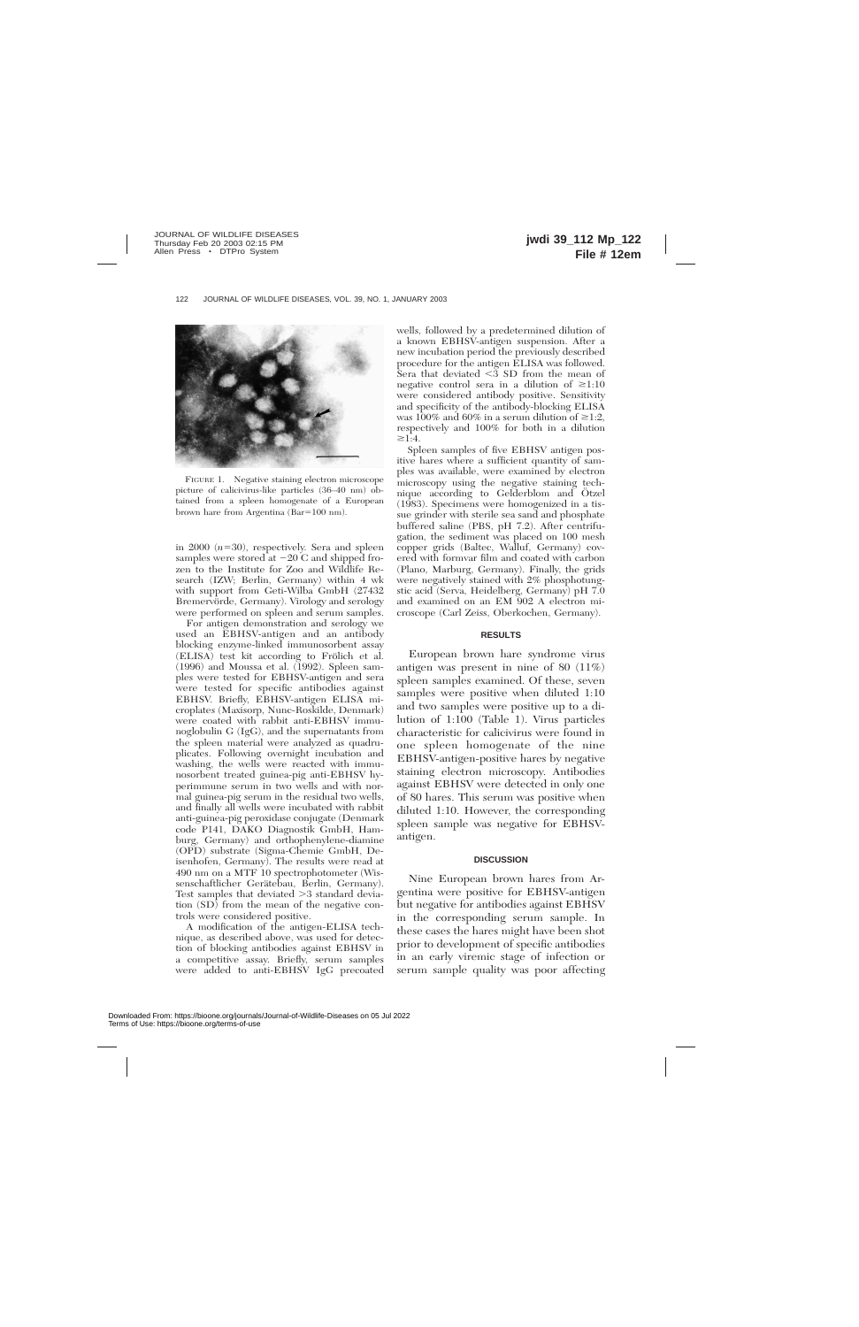FIGURE 1. Negative staining electron microscope picture of calicivirus-like particles (36–40 nm) obtained from a spleen homogenate of a European brown hare from Argentina (Bar=100 nm).

in 2000 ($n$=30), respectively. Sera and spleen samples were stored at −20 C and shipped frozen to the Institute for Zoo and Wildlife Research (IZW; Berlin, Germany) within 4 wk with support from Geti-Wilba GmbH (27432 Bremervörde, Germany). Virology and serology were performed on spleen and serum samples.

For antigen demonstration and serology we used an EBHSV-antigen and an antibody blocking enzyme-linked immunosorbent assay (ELISA) test kit according to Frölich et al. (1996) and Moussa et al. (1992). Spleen samples were tested for EBHSV-antigen and sera were tested for specific antibodies against EBHSV. Briefly, EBHSV-antigen ELISA microplates (Maxisorp, Nunc-Roskilde, Denmark) were coated with rabbit anti-EBHSV immunoglobulin G (IgG), and the supernatants from the spleen material were analyzed as quadruplicates. Following overnight incubation and washing, the wells were reacted with immunosorbent treated guinea-pig anti-EBHSV hyperimmune serum in two wells and with normal guinea-pig serum in the residual two wells, and finally all wells were incubated with rabbit anti-guinea-pig peroxidase conjugate (Denmark code P141, DAKO Diagnostik GmbH, Hamburg, Germany) and orthophenylene-diamine (OPD) substrate (Sigma-Chemie GmbH, Deisenhofen, Germany). The results were read at 490 nm on a MTF 10 spectrophotometer (Wissenschaftlicher Gerätebau, Berlin, Germany). Test samples that deviated >3 standard deviation (SD) from the mean of the negative controls were considered positive.

A modification of the antigen-ELISA technique, as described above, was used for detection of blocking antibodies against EBHSV in a competitive assay. Briefly, serum samples were added to anti-EBHSV IgG precoated wells, followed by a predetermined dilution of a known EBHSV-antigen suspension. After a new incubation period the previously described procedure for the antigen ELISA was followed. Sera that deviated <3 SD from the mean of negative control sera in a dilution of ≥1:10 were considered antibody positive. Sensitivity and specificity of the antibody-blocking ELISA was 100% and 60% in a serum dilution of ≥1:2, respectively and 100% for both in a dilution ≥1:4.

Spleen samples of five EBHSV antigen positive hares where a sufficient quantity of samples was available, were examined by electron microscopy using the negative staining technique according to Gelderblom and Ötzel (1983). Specimens were homogenized in a tissue grinder with sterile sea sand and phosphate buffered saline (PBS, pH 7.2). After centrifugation, the sediment was placed on 100 mesh copper grids (Baltec, Walluf, Germany) covered with formvar film and coated with carbon (Plano, Marburg, Germany). Finally, the grids were negatively stained with 2% phosphotungstic acid (Serva, Heidelberg, Germany) pH 7.0 and examined on an EM 902 A electron microscope (Carl Zeiss, Oberkochen, Germany).

## RESULTS

European brown hare syndrome virus antigen was present in nine of 80 (11%) spleen samples examined. Of these, seven samples were positive when diluted 1:10 and two samples were positive up to a dilution of 1:100 (Table 1). Virus particles characteristic for calicivirus were found in one spleen homogenate of the nine EBHSV-antigen-positive hares by negative staining electron microscopy. Antibodies against EBHSV were detected in only one of 80 hares. This serum was positive when diluted 1:10. However, the corresponding spleen sample was negative for EBHSV-antigen.

## DISCUSSION

Nine European brown hares from Argentina were positive for EBHSV-antigen but negative for antibodies against EBHSV in the corresponding serum sample. In these cases the hares might have been shot prior to development of specific antibodies in an early viremic stage of infection or serum sample quality was poor affecting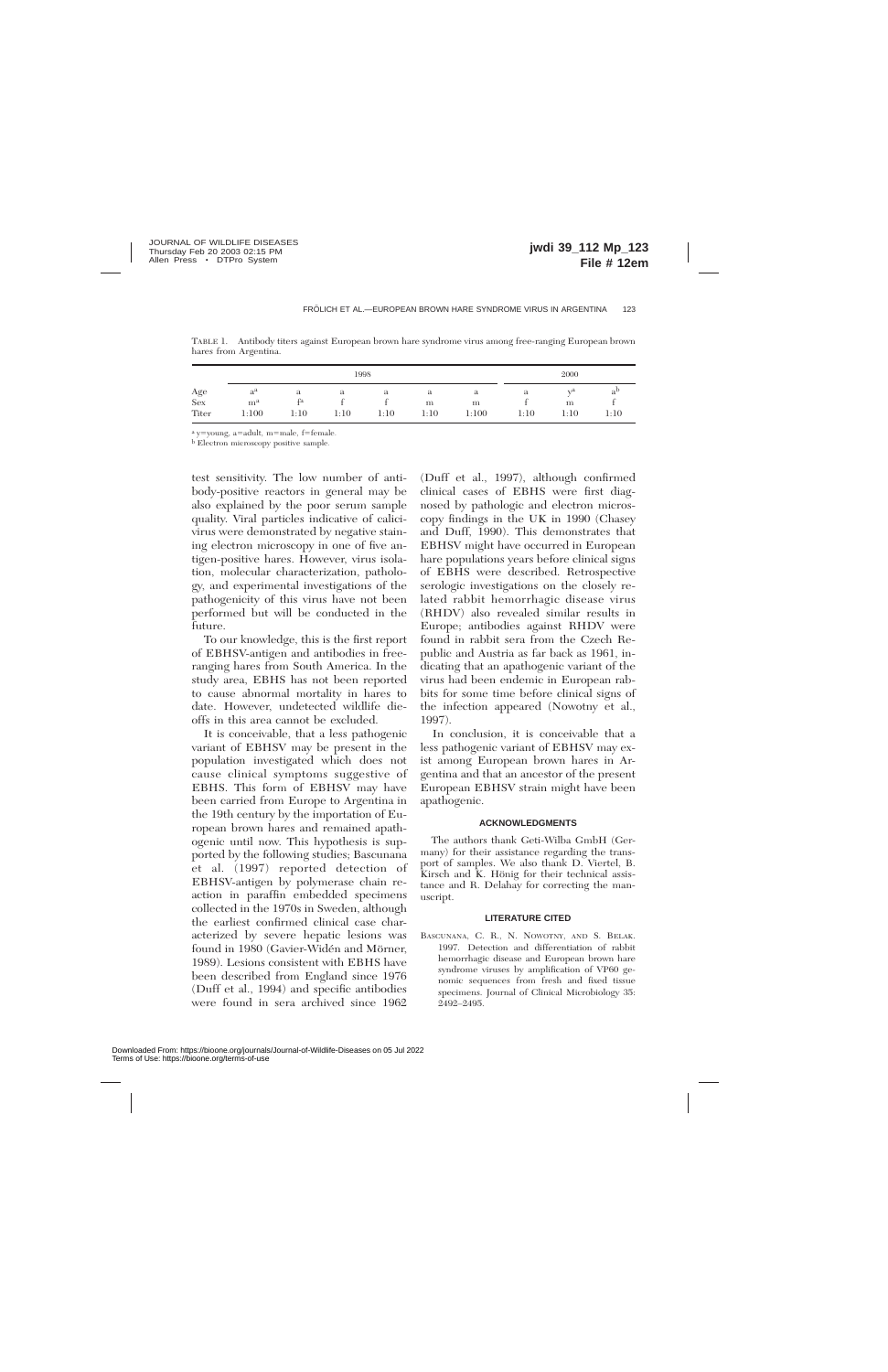TABLE 1. Antibody titers against European brown hare syndrome virus among free-ranging European brown hares from Argentina.

| | 1998 | | | | | | 2000 | | |
|---|---|---|---|---|---|---|---|---|---|
| Age | a[a] | a | a | a | a | a | a | y[a] | a[b] |
| Sex | m[a] | f[a] | f | f | m | m | f | m | f |
| Titer | 1:100 | 1:10 | 1:10 | 1:10 | 1:10 | 1:100 | 1:10 | 1:10 | 1:10 |

[a] y=young, a=adult, m=male, f=female.

[b] Electron microscopy positive sample.

test sensitivity. The low number of antibody-positive reactors in general may be also explained by the poor serum sample quality. Viral particles indicative of calicivirus were demonstrated by negative staining electron microscopy in one of five antigen-positive hares. However, virus isolation, molecular characterization, pathology, and experimental investigations of the pathogenicity of this virus have not been performed but will be conducted in the future.

To our knowledge, this is the first report of EBHSV-antigen and antibodies in free-ranging hares from South America. In the study area, EBHS has not been reported to cause abnormal mortality in hares to date. However, undetected wildlife die-offs in this area cannot be excluded.

It is conceivable, that a less pathogenic variant of EBHSV may be present in the population investigated which does not cause clinical symptoms suggestive of EBHS. This form of EBHSV may have been carried from Europe to Argentina in the 19th century by the importation of European brown hares and remained apathogenic until now. This hypothesis is supported by the following studies; Bascunana et al. (1997) reported detection of EBHSV-antigen by polymerase chain reaction in paraffin embedded specimens collected in the 1970s in Sweden, although the earliest confirmed clinical case characterized by severe hepatic lesions was found in 1980 (Gavier-Widén and Mörner, 1989). Lesions consistent with EBHS have been described from England since 1976 (Duff et al., 1994) and specific antibodies were found in sera archived since 1962 (Duff et al., 1997), although confirmed clinical cases of EBHS were first diagnosed by pathologic and electron microscopy findings in the UK in 1990 (Chasey and Duff, 1990). This demonstrates that EBHSV might have occurred in European hare populations years before clinical signs of EBHS were described. Retrospective serologic investigations on the closely related rabbit hemorrhagic disease virus (RHDV) also revealed similar results in Europe; antibodies against RHDV were found in rabbit sera from the Czech Republic and Austria as far back as 1961, indicating that an apathogenic variant of the virus had been endemic in European rabbits for some time before clinical signs of the infection appeared (Nowotny et al., 1997).

In conclusion, it is conceivable that a less pathogenic variant of EBHSV may exist among European brown hares in Argentina and that an ancestor of the present European EBHSV strain might have been apathogenic.

## ACKNOWLEDGMENTS

The authors thank Geti-Wilba GmbH (Germany) for their assistance regarding the transport of samples. We also thank D. Viertel, B. Kirsch and K. Hönig for their technical assistance and R. Delahay for correcting the manuscript.

## LITERATURE CITED

BASCUNANA, C. R., N. NOWOTNY, AND S. BELAK. 1997. Detection and differentiation of rabbit hemorrhagic disease and European brown hare syndrome viruses by amplification of VP60 genomic sequences from fresh and fixed tissue specimens. Journal of Clinical Microbiology 35: 2492–2495.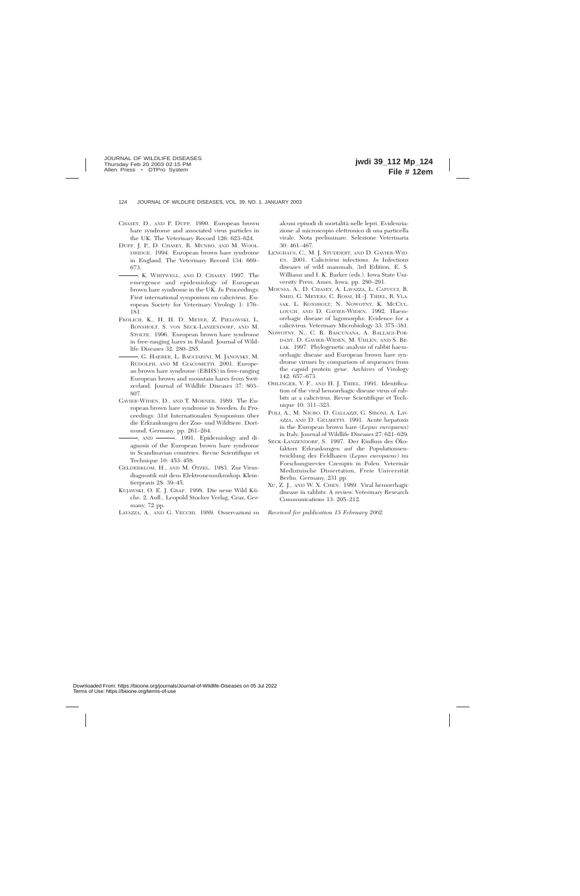CHASEY, D., AND P. DUFF. 1990. European brown hare syndrome and associated virus particles in the UK. The Veterinary Record 126: 623–624.

DUFF, J. P., D. CHASEY, R. MUNRO, AND M. WOOLDRIDGE. 1994. European brown hare syndrome in England. The Veterinary Record 134: 669–673.

———, K. WHITWELL, AND D. CHASEY. 1997. The emergence and epidemiology of European brown hare syndrome in the UK. *In* Proceedings: First international symposium on calicivirus, European Society for Veterinary Virology 1: 176–181.

FRÖLICH, K., H. H. D. MEYER, Z. PIELOWSKI, L. RONSHOLT, S. VON SECK-LANZENDORF, AND M. STOLTE. 1996. European brown hare syndrome in free-ranging hares in Poland. Journal of Wildlife Diseases 32: 280–285.

———, G. HAERER, L. BACCIARINI, M. JANOVSKY, M. RUDOLPH, AND M. GIACOMETTI. 2001. European brown hare syndrome (EBHS) in free-ranging European brown and mountain hares from Switzerland. Journal of Wildlife Diseases 37: 803–807.

GAVIER-WIDEN, D., AND T. MÖRNER. 1989. The European brown hare syndrome in Sweden. *In* Proceedings: 31st Internationalen Symposium über die Erkrankungen der Zoo- und Wildtiere. Dortmund, Germany, pp. 261–264.

———, AND ———. 1991. Epidemiology and diagnosis of the European brown hare syndrome in Scandinavian countries. Revue Scientifique et Technique 10: 453–458.

GELDERBLOM, H., AND M. ÖTZEL. 1983. Zur Virusdiagnostik mit dem Elektronenmikroskop. Kleintierpraxis 28: 39–45.

KUJAWSKI, O. E. J. GRAF. 1998. Die neue Wild Küche. 2. Aufl., Leopold Stocker Verlag, Graz, Germany, 72 pp.

LAVAZZA, A., AND G. VECCHI. 1989. Osservazioni su alcuni episodi di mortalità nelle lepri. Evidenziazione al microscopio elettronico di una particella virale. Nota preliminare. Selezione Veterinaria 30: 461–467.

LENGHAUS, C., M. J. STUDDERT, AND D. GAVIER-WIDEN. 2001. Calicivirus infections. *In* Infectious diseases of wild mammals, 3rd Edition, E. S. Williams and I. K. Barker (eds.). Iowa State University Press, Ames, Iowa, pp. 280–291.

MOUSSA, A., D. CHASEY, A. LAVAZZA, L. CAPUCCI, B. SMID, G. MEYERS, C. ROSSI, H.-J. THIEL, R. VLASAK, L. RONSHOLT, N. NOWOTNY, K. MCCULLOUGH, AND D. GAVIER-WIDEN. 1992. Haemorrhagic disease of lagomorphs: Evidence for a calicivirus. Veterinary Microbiology 33: 375–381.

NOWOTNY, N., C. R. BASCUNANA, A. BALLAGI-PORDANY, D. GAVIER-WIDEN, M. UHLEN, AND S. BELAK. 1997. Phylogenetic analysis of rabbit haemorrhagic disease and European brown hare syndrome viruses by comparison of sequences from the capsid protein gene. Archives of Virology 142: 657–673.

OHLINGER, V. F., AND H. J. THIEL. 1991. Identification of the viral hemorrhagic disease virus of rabbits as a calicivirus. Revue Scientifique et Technique 10: 311–323.

POLI, A., M. NIGRO, D. GALLAZZI, G. SIRONI, A. LAVAZZA, AND D. GELMETTI. 1991. Acute hepatosis in the European brown hare (*Lepus europaeus*) in Italy. Journal of Wildlife Diseases 27: 621–629.

SECK-LANZENDORF, S. 1997. Der Einfluss des Ökofaktors Erkrankungen auf die Populationsentwicklung des Feldhasen (*Lepus europaeus*) im Forschungsrevier Czempin in Polen. Veterinär Medizinische Dissertation, Freie Universität Berlin, Germany, 231 pp.

XU, Z. J., AND W. X. CHEN. 1989. Viral hemorrhagic disease in rabbits: A review. Veterinary Research Communications 13: 205–212.

*Received for publication 15 February 2002.*